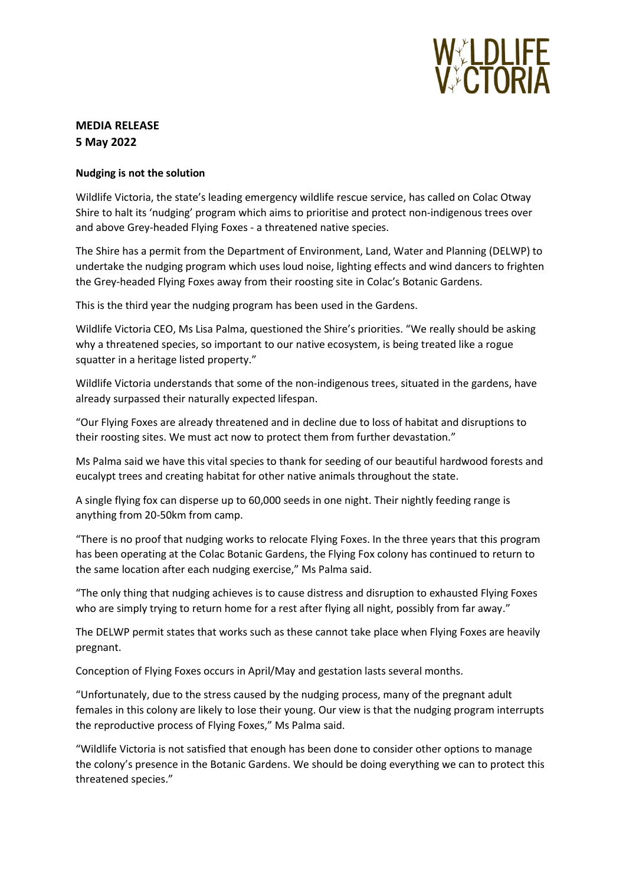WILDLIFE VICTORIA

**MEDIA RELEASE**
**5 May 2022**

**Nudging is not the solution**

Wildlife Victoria, the state's leading emergency wildlife rescue service, has called on Colac Otway Shire to halt its 'nudging' program which aims to prioritise and protect non-indigenous trees over and above Grey-headed Flying Foxes - a threatened native species.

The Shire has a permit from the Department of Environment, Land, Water and Planning (DELWP) to undertake the nudging program which uses loud noise, lighting effects and wind dancers to frighten the Grey-headed Flying Foxes away from their roosting site in Colac's Botanic Gardens.

This is the third year the nudging program has been used in the Gardens.

Wildlife Victoria CEO, Ms Lisa Palma, questioned the Shire's priorities. "We really should be asking why a threatened species, so important to our native ecosystem, is being treated like a rogue squatter in a heritage listed property."

Wildlife Victoria understands that some of the non-indigenous trees, situated in the gardens, have already surpassed their naturally expected lifespan.

"Our Flying Foxes are already threatened and in decline due to loss of habitat and disruptions to their roosting sites. We must act now to protect them from further devastation."

Ms Palma said we have this vital species to thank for seeding of our beautiful hardwood forests and eucalypt trees and creating habitat for other native animals throughout the state.

A single flying fox can disperse up to 60,000 seeds in one night. Their nightly feeding range is anything from 20-50km from camp.

"There is no proof that nudging works to relocate Flying Foxes. In the three years that this program has been operating at the Colac Botanic Gardens, the Flying Fox colony has continued to return to the same location after each nudging exercise," Ms Palma said.

"The only thing that nudging achieves is to cause distress and disruption to exhausted Flying Foxes who are simply trying to return home for a rest after flying all night, possibly from far away."

The DELWP permit states that works such as these cannot take place when Flying Foxes are heavily pregnant.

Conception of Flying Foxes occurs in April/May and gestation lasts several months.

"Unfortunately, due to the stress caused by the nudging process, many of the pregnant adult females in this colony are likely to lose their young. Our view is that the nudging program interrupts the reproductive process of Flying Foxes," Ms Palma said.

"Wildlife Victoria is not satisfied that enough has been done to consider other options to manage the colony's presence in the Botanic Gardens. We should be doing everything we can to protect this threatened species."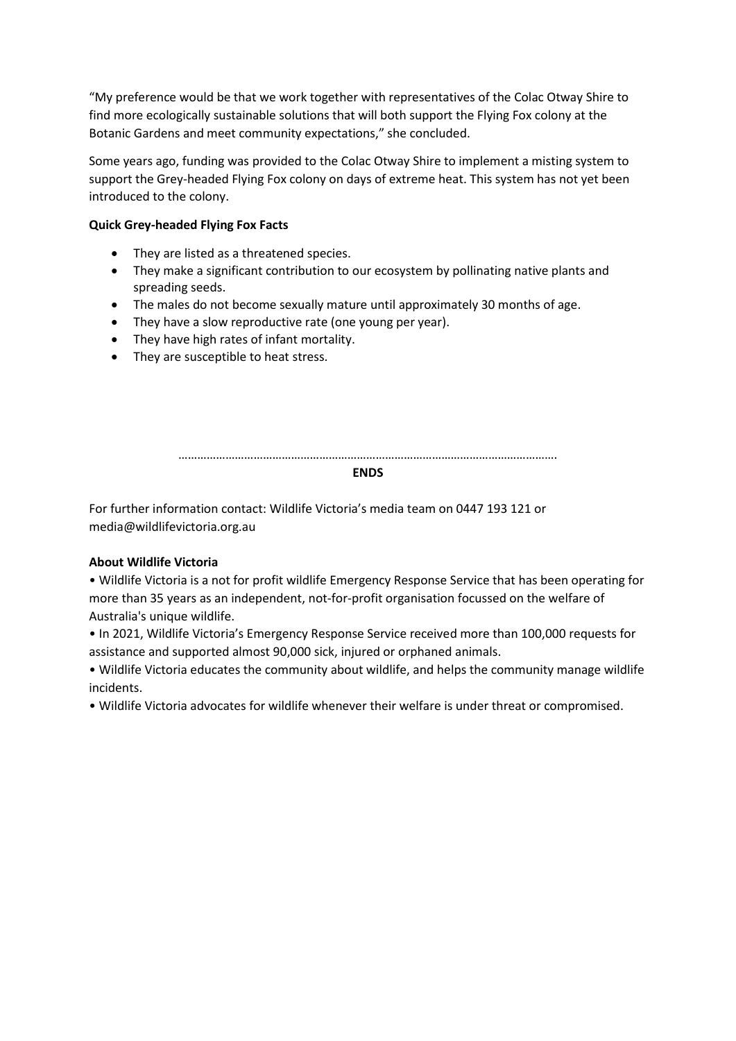"My preference would be that we work together with representatives of the Colac Otway Shire to find more ecologically sustainable solutions that will both support the Flying Fox colony at the Botanic Gardens and meet community expectations," she concluded.

Some years ago, funding was provided to the Colac Otway Shire to implement a misting system to support the Grey-headed Flying Fox colony on days of extreme heat. This system has not yet been introduced to the colony.

**Quick Grey-headed Flying Fox Facts**

- They are listed as a threatened species.
- They make a significant contribution to our ecosystem by pollinating native plants and spreading seeds.
- The males do not become sexually mature until approximately 30 months of age.
- They have a slow reproductive rate (one young per year).
- They have high rates of infant mortality.
- They are susceptible to heat stress.

…………………………………………………………………………………………………………….

**ENDS**

For further information contact: Wildlife Victoria's media team on 0447 193 121 or media@wildlifevictoria.org.au

**About Wildlife Victoria**

• Wildlife Victoria is a not for profit wildlife Emergency Response Service that has been operating for more than 35 years as an independent, not-for-profit organisation focussed on the welfare of Australia's unique wildlife.

• In 2021, Wildlife Victoria's Emergency Response Service received more than 100,000 requests for assistance and supported almost 90,000 sick, injured or orphaned animals.

• Wildlife Victoria educates the community about wildlife, and helps the community manage wildlife incidents.

• Wildlife Victoria advocates for wildlife whenever their welfare is under threat or compromised.